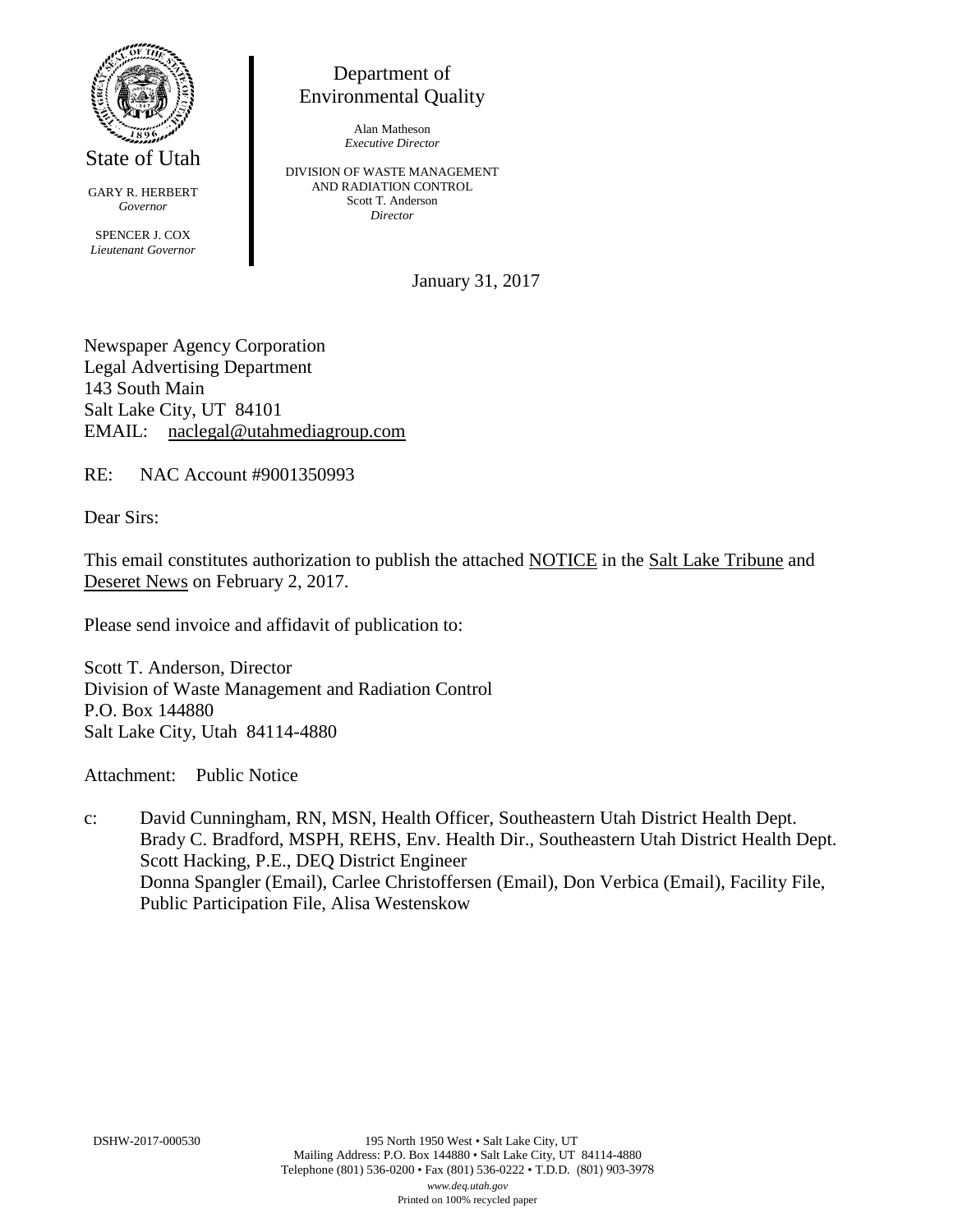State of Utah

GARY R. HERBERT
*Governor*

SPENCER J. COX
*Lieutenant Governor*

Department of
Environmental Quality

Alan Matheson
*Executive Director*

DIVISION OF WASTE MANAGEMENT
AND RADIATION CONTROL
Scott T. Anderson
*Director*

January 31, 2017

Newspaper Agency Corporation
Legal Advertising Department
143 South Main
Salt Lake City, UT 84101
EMAIL: naclegal@utahmediagroup.com

RE: NAC Account #9001350993

Dear Sirs:

This email constitutes authorization to publish the attached NOTICE in the Salt Lake Tribune and Deseret News on February 2, 2017.

Please send invoice and affidavit of publication to:

Scott T. Anderson, Director
Division of Waste Management and Radiation Control
P.O. Box 144880
Salt Lake City, Utah 84114-4880

Attachment: Public Notice

c: David Cunningham, RN, MSN, Health Officer, Southeastern Utah District Health Dept.
Brady C. Bradford, MSPH, REHS, Env. Health Dir., Southeastern Utah District Health Dept.
Scott Hacking, P.E., DEQ District Engineer
Donna Spangler (Email), Carlee Christoffersen (Email), Don Verbica (Email), Facility File, Public Participation File, Alisa Westenskow

DSHW-2017-000530

195 North 1950 West • Salt Lake City, UT
Mailing Address: P.O. Box 144880 • Salt Lake City, UT 84114-4880
Telephone (801) 536-0200 • Fax (801) 536-0222 • T.D.D. (801) 903-3978
*www.deq.utah.gov*
Printed on 100% recycled paper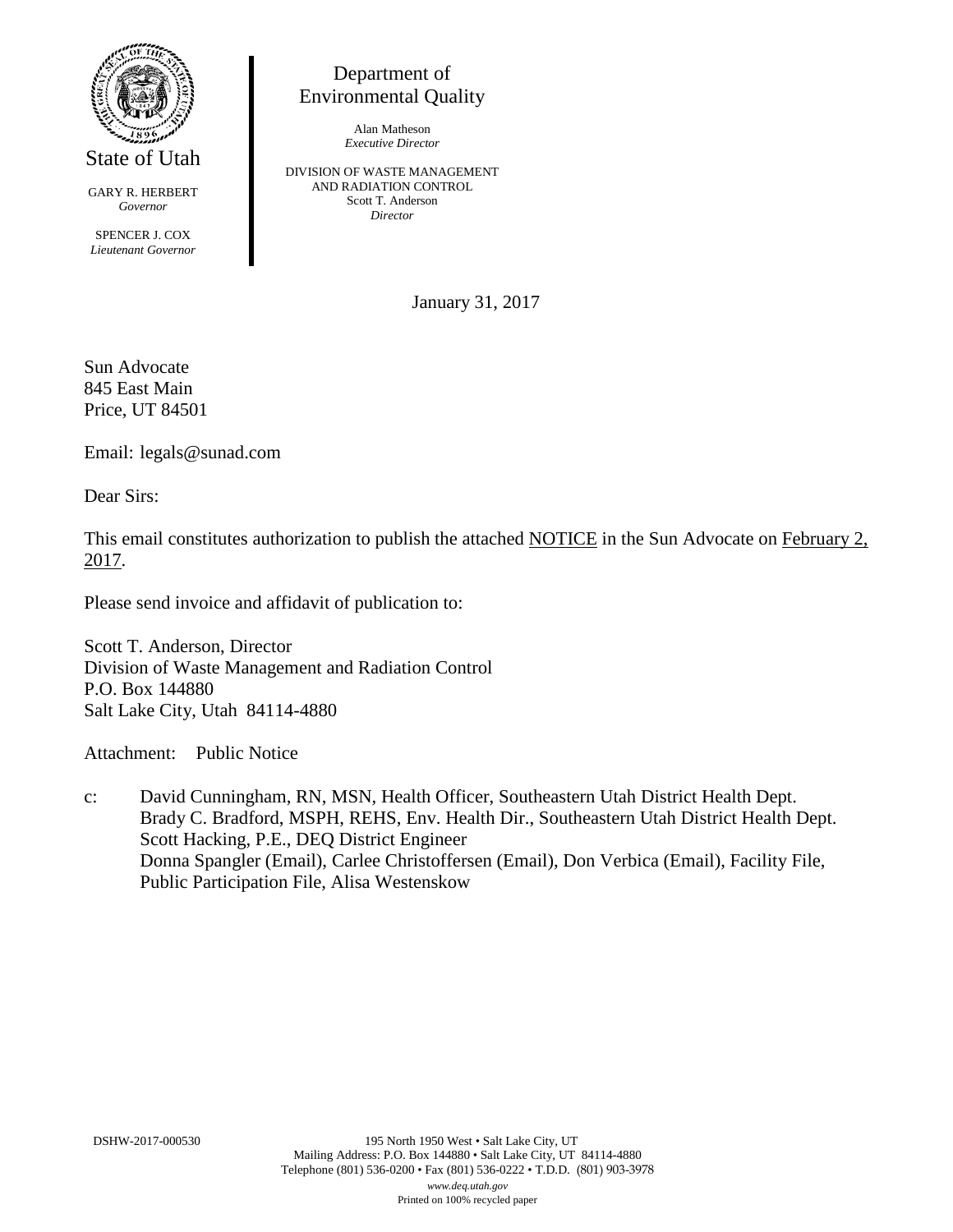State of Utah

GARY R. HERBERT
*Governor*

SPENCER J. COX
*Lieutenant Governor*

Department of Environmental Quality

Alan Matheson
*Executive Director*

DIVISION OF WASTE MANAGEMENT AND RADIATION CONTROL
Scott T. Anderson
*Director*

January 31, 2017

Sun Advocate
845 East Main
Price, UT 84501

Email: legals@sunad.com

Dear Sirs:

This email constitutes authorization to publish the attached NOTICE in the Sun Advocate on February 2, 2017.

Please send invoice and affidavit of publication to:

Scott T. Anderson, Director
Division of Waste Management and Radiation Control
P.O. Box 144880
Salt Lake City, Utah 84114-4880

Attachment: Public Notice

c: David Cunningham, RN, MSN, Health Officer, Southeastern Utah District Health Dept.
Brady C. Bradford, MSPH, REHS, Env. Health Dir., Southeastern Utah District Health Dept.
Scott Hacking, P.E., DEQ District Engineer
Donna Spangler (Email), Carlee Christoffersen (Email), Don Verbica (Email), Facility File, Public Participation File, Alisa Westenskow

DSHW-2017-000530

195 North 1950 West • Salt Lake City, UT
Mailing Address: P.O. Box 144880 • Salt Lake City, UT 84114-4880
Telephone (801) 536-0200 • Fax (801) 536-0222 • T.D.D. (801) 903-3978
*www.deq.utah.gov*
Printed on 100% recycled paper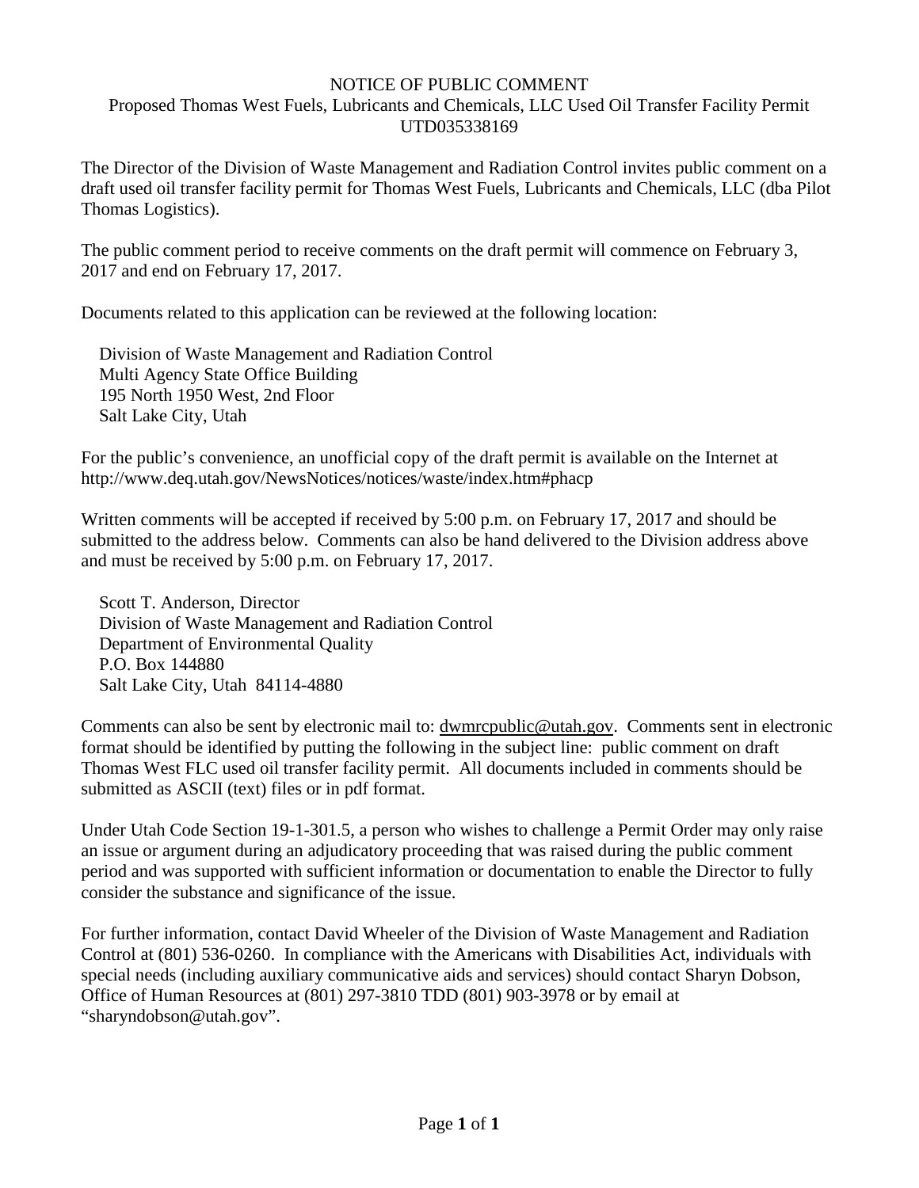# NOTICE OF PUBLIC COMMENT

## Proposed Thomas West Fuels, Lubricants and Chemicals, LLC Used Oil Transfer Facility Permit UTD035338169

The Director of the Division of Waste Management and Radiation Control invites public comment on a draft used oil transfer facility permit for Thomas West Fuels, Lubricants and Chemicals, LLC (dba Pilot Thomas Logistics).

The public comment period to receive comments on the draft permit will commence on February 3, 2017 and end on February 17, 2017.

Documents related to this application can be reviewed at the following location:

Division of Waste Management and Radiation Control  
Multi Agency State Office Building  
195 North 1950 West, 2nd Floor  
Salt Lake City, Utah

For the public's convenience, an unofficial copy of the draft permit is available on the Internet at http://www.deq.utah.gov/NewsNotices/notices/waste/index.htm#phacp

Written comments will be accepted if received by 5:00 p.m. on February 17, 2017 and should be submitted to the address below. Comments can also be hand delivered to the Division address above and must be received by 5:00 p.m. on February 17, 2017.

Scott T. Anderson, Director  
Division of Waste Management and Radiation Control  
Department of Environmental Quality  
P.O. Box 144880  
Salt Lake City, Utah 84114-4880

Comments can also be sent by electronic mail to: dwmrcpublic@utah.gov. Comments sent in electronic format should be identified by putting the following in the subject line: public comment on draft Thomas West FLC used oil transfer facility permit. All documents included in comments should be submitted as ASCII (text) files or in pdf format.

Under Utah Code Section 19-1-301.5, a person who wishes to challenge a Permit Order may only raise an issue or argument during an adjudicatory proceeding that was raised during the public comment period and was supported with sufficient information or documentation to enable the Director to fully consider the substance and significance of the issue.

For further information, contact David Wheeler of the Division of Waste Management and Radiation Control at (801) 536-0260. In compliance with the Americans with Disabilities Act, individuals with special needs (including auxiliary communicative aids and services) should contact Sharyn Dobson, Office of Human Resources at (801) 297-3810 TDD (801) 903-3978 or by email at "sharyndobson@utah.gov".